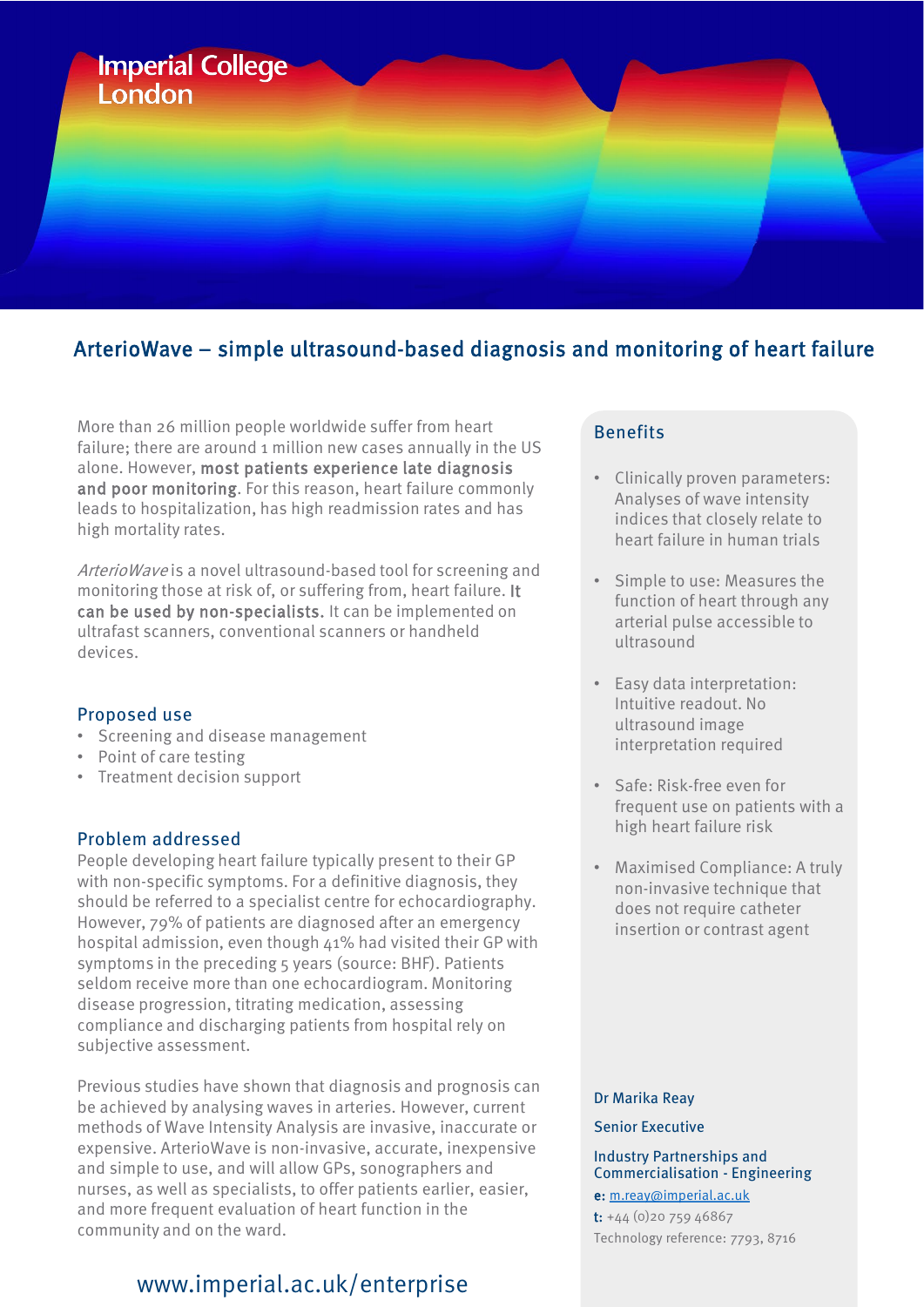Imperial College London

# ArterioWave – simple ultrasound-based diagnosis and monitoring of heart failure

More than 26 million people worldwide suffer from heart failure; there are around 1 million new cases annually in the US alone. However, **most patients experience late diagnosis and poor monitoring**. For this reason, heart failure commonly leads to hospitalization, has high readmission rates and has high mortality rates.

*ArterioWave* is a novel ultrasound-based tool for screening and monitoring those at risk of, or suffering from, heart failure. **It can be used by non-specialists.** It can be implemented on ultrafast scanners, conventional scanners or handheld devices.

## Proposed use

- Screening and disease management
- Point of care testing
- Treatment decision support

## Problem addressed

People developing heart failure typically present to their GP with non-specific symptoms. For a definitive diagnosis, they should be referred to a specialist centre for echocardiography. However, 79% of patients are diagnosed after an emergency hospital admission, even though 41% had visited their GP with symptoms in the preceding 5 years (source: BHF). Patients seldom receive more than one echocardiogram. Monitoring disease progression, titrating medication, assessing compliance and discharging patients from hospital rely on subjective assessment.

Previous studies have shown that diagnosis and prognosis can be achieved by analysing waves in arteries. However, current methods of Wave Intensity Analysis are invasive, inaccurate or expensive. ArterioWave is non-invasive, accurate, inexpensive and simple to use, and will allow GPs, sonographers and nurses, as well as specialists, to offer patients earlier, easier, and more frequent evaluation of heart function in the community and on the ward.

## Benefits

- Clinically proven parameters: Analyses of wave intensity indices that closely relate to heart failure in human trials
- Simple to use: Measures the function of heart through any arterial pulse accessible to ultrasound
- Easy data interpretation: Intuitive readout. No ultrasound image interpretation required
- Safe: Risk-free even for frequent use on patients with a high heart failure risk
- Maximised Compliance: A truly non-invasive technique that does not require catheter insertion or contrast agent

Dr Marika Reay

Senior Executive

Industry Partnerships and Commercialisation - Engineering

**e:** m.reay@imperial.ac.uk

**t:** +44 (0)20 759 46867

Technology reference: 7793, 8716

www.imperial.ac.uk/enterprise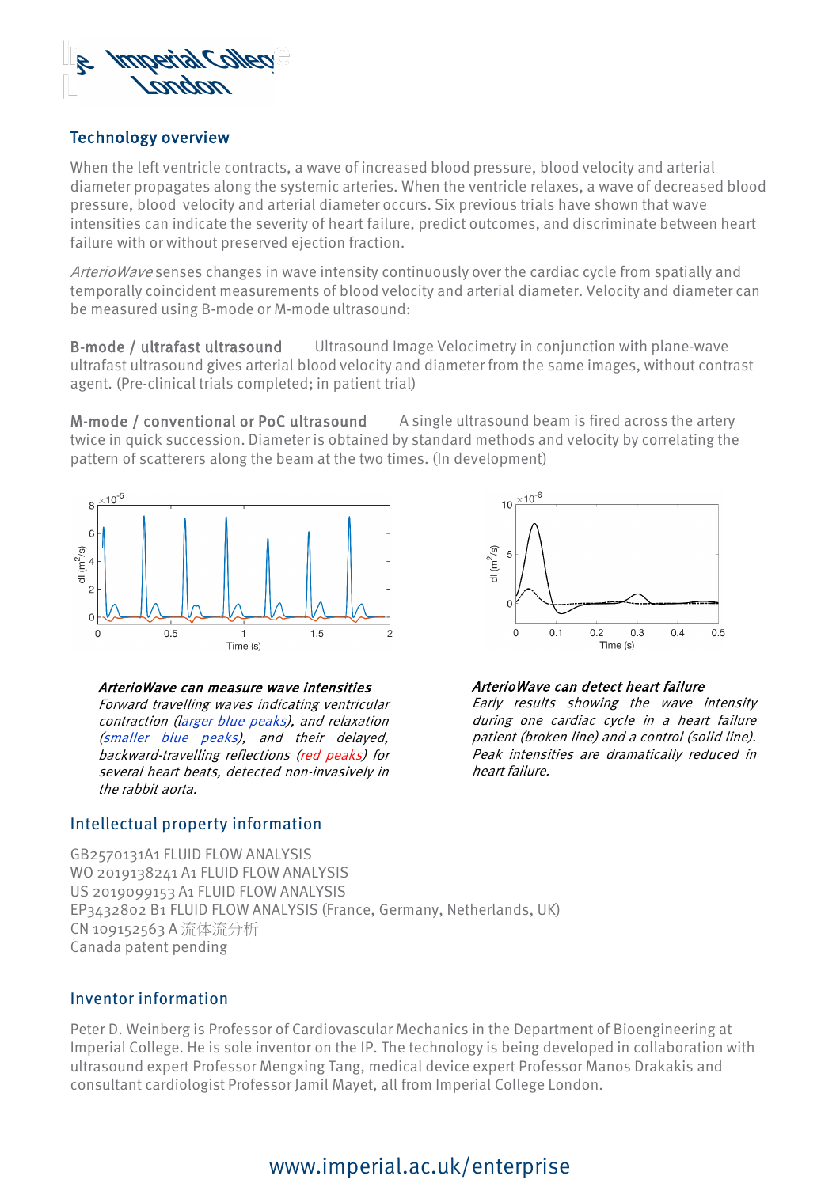## Technology overview

When the left ventricle contracts, a wave of increased blood pressure, blood velocity and arterial diameter propagates along the systemic arteries. When the ventricle relaxes, a wave of decreased blood pressure, blood velocity and arterial diameter occurs. Six previous trials have shown that wave intensities can indicate the severity of heart failure, predict outcomes, and discriminate between heart failure with or without preserved ejection fraction.

*ArterioWave* senses changes in wave intensity continuously over the cardiac cycle from spatially and temporally coincident measurements of blood velocity and arterial diameter. Velocity and diameter can be measured using B-mode or M-mode ultrasound:

**B-mode / ultrafast ultrasound** Ultrasound Image Velocimetry in conjunction with plane-wave ultrafast ultrasound gives arterial blood velocity and diameter from the same images, without contrast agent. (Pre-clinical trials completed; in patient trial)

**M-mode / conventional or PoC ultrasound** A single ultrasound beam is fired across the artery twice in quick succession. Diameter is obtained by standard methods and velocity by correlating the pattern of scatterers along the beam at the two times. (In development)

$\times 10^{-5}$
dI ($m^2/s$)
8
6
4
2
0
0
0.5
1
1.5
2
Time (s)

***ArterioWave can measure wave intensities***
*Forward travelling waves indicating ventricular contraction (larger blue peaks), and relaxation (smaller blue peaks), and their delayed, backward-travelling reflections (red peaks) for several heart beats, detected non-invasively in the rabbit aorta.*

$\times 10^{-6}$
dI ($m^2/s$)
10
5
0
0
0.1
0.2
0.3
0.4
0.5
Time (s)

***ArterioWave can detect heart failure***
*Early results showing the wave intensity during one cardiac cycle in a heart failure patient (broken line) and a control (solid line). Peak intensities are dramatically reduced in heart failure.*

## Intellectual property information

GB2570131A1 FLUID FLOW ANALYSIS
WO 2019138241 A1 FLUID FLOW ANALYSIS
US 2019099153 A1 FLUID FLOW ANALYSIS
EP3432802 B1 FLUID FLOW ANALYSIS (France, Germany, Netherlands, UK)
CN 109152563 A 流体流分析
Canada patent pending

## Inventor information

Peter D. Weinberg is Professor of Cardiovascular Mechanics in the Department of Bioengineering at Imperial College. He is sole inventor on the IP. The technology is being developed in collaboration with ultrasound expert Professor Mengxing Tang, medical device expert Professor Manos Drakakis and consultant cardiologist Professor Jamil Mayet, all from Imperial College London.

www.imperial.ac.uk/enterprise